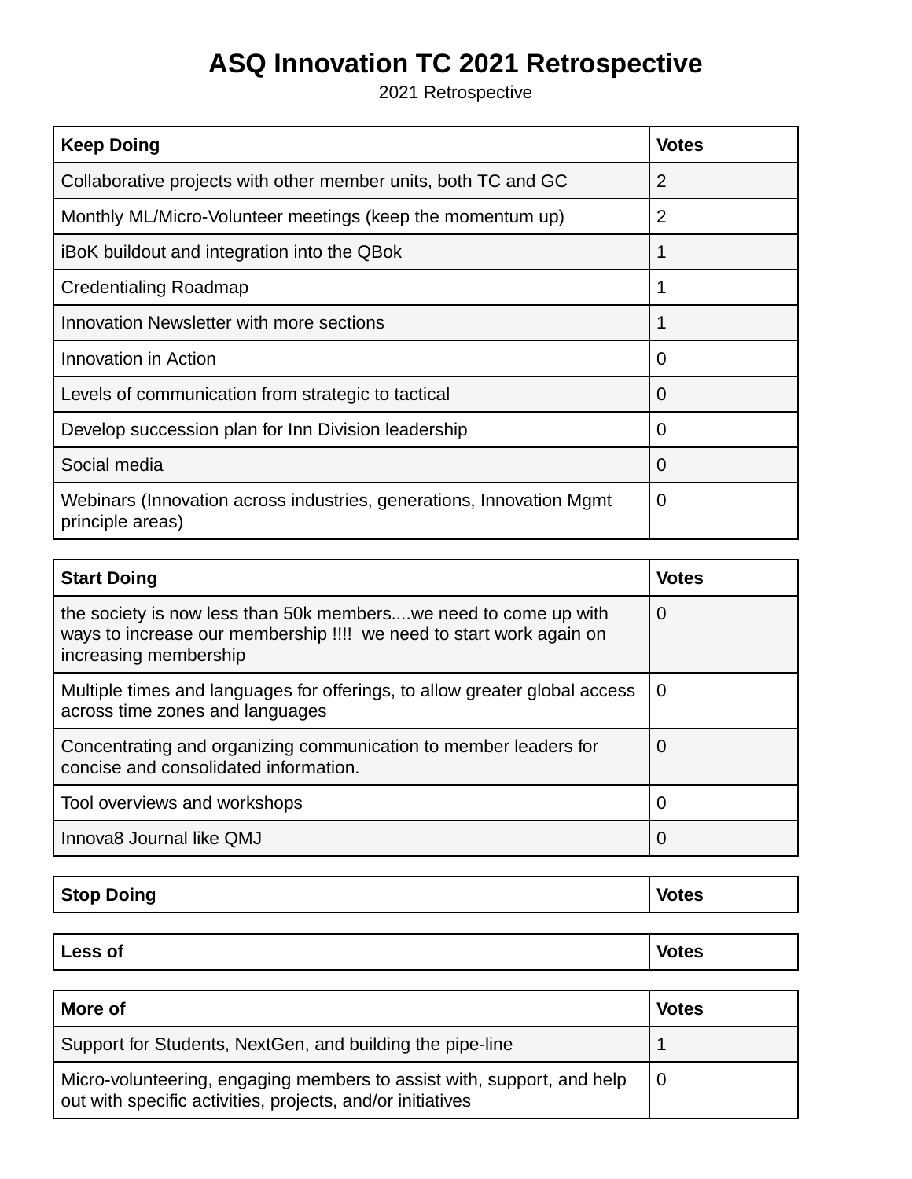# ASQ Innovation TC 2021 Retrospective

2021 Retrospective

| Keep Doing | Votes |
| --- | --- |
| Collaborative projects with other member units, both TC and GC | 2 |
| Monthly ML/Micro-Volunteer meetings (keep the momentum up) | 2 |
| iBoK buildout and integration into the QBok | 1 |
| Credentialing Roadmap | 1 |
| Innovation Newsletter with more sections | 1 |
| Innovation in Action | 0 |
| Levels of communication from strategic to tactical | 0 |
| Develop succession plan for Inn Division leadership | 0 |
| Social media | 0 |
| Webinars (Innovation across industries, generations, Innovation Mgmt principle areas) | 0 |

| Start Doing | Votes |
| --- | --- |
| the society is now less than 50k members....we need to come up with ways to increase our membership !!!!  we need to start work again on increasing membership | 0 |
| Multiple times and languages for offerings, to allow greater global access across time zones and languages | 0 |
| Concentrating and organizing communication to member leaders for concise and consolidated information. | 0 |
| Tool overviews and workshops | 0 |
| Innova8 Journal like QMJ | 0 |

| Stop Doing | Votes |
| --- | --- |

| Less of | Votes |
| --- | --- |

| More of | Votes |
| --- | --- |
| Support for Students, NextGen, and building the pipe-line | 1 |
| Micro-volunteering, engaging members to assist with, support, and help out with specific activities, projects, and/or initiatives | 0 |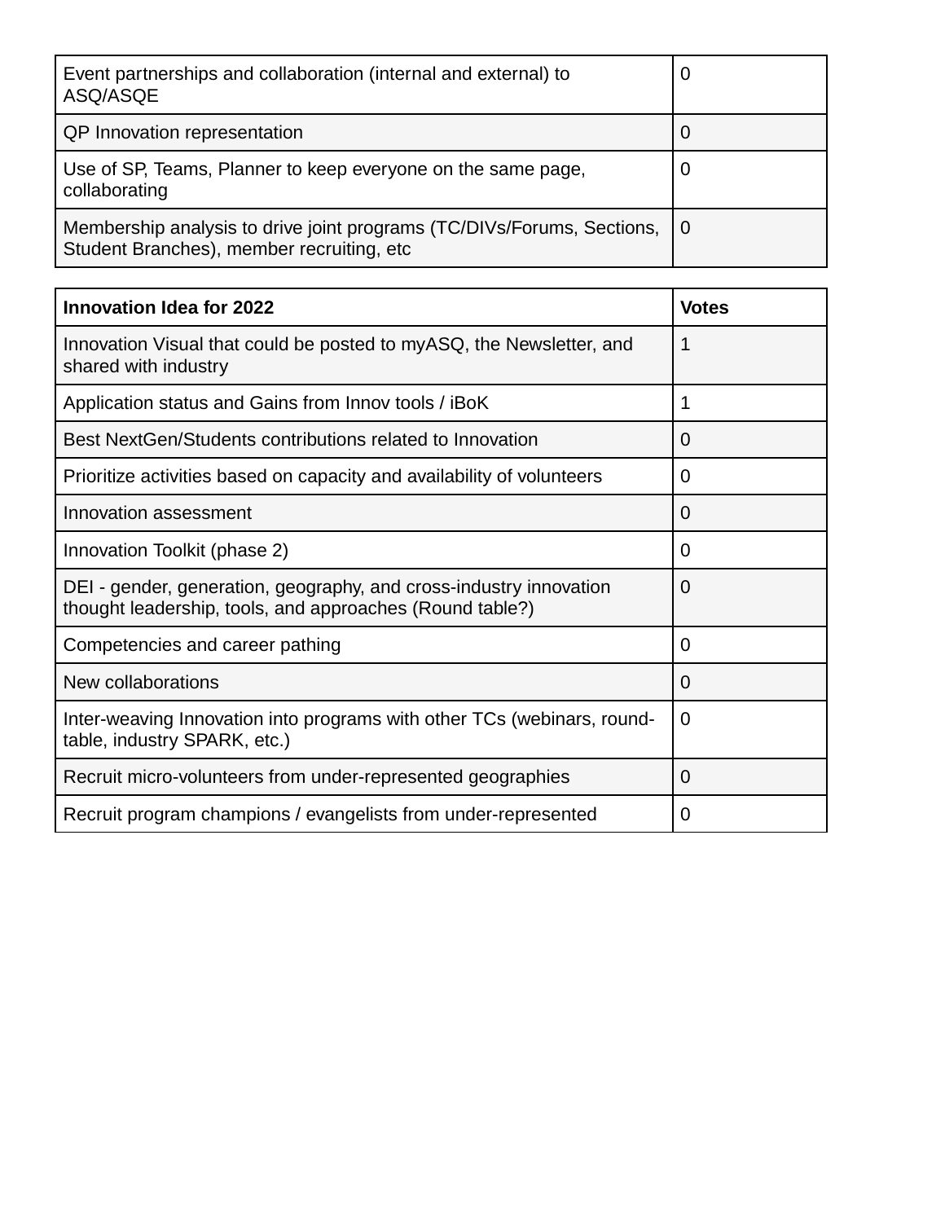| | |
|---|---|
| Event partnerships and collaboration (internal and external) to ASQ/ASQE | 0 |
| QP Innovation representation | 0 |
| Use of SP, Teams, Planner to keep everyone on the same page, collaborating | 0 |
| Membership analysis to drive joint programs (TC/DIVs/Forums, Sections, Student Branches), member recruiting, etc | 0 |

| **Innovation Idea for 2022** | **Votes** |
|---|---|
| Innovation Visual that could be posted to myASQ, the Newsletter, and shared with industry | 1 |
| Application status and Gains from Innov tools / iBoK | 1 |
| Best NextGen/Students contributions related to Innovation | 0 |
| Prioritize activities based on capacity and availability of volunteers | 0 |
| Innovation assessment | 0 |
| Innovation Toolkit (phase 2) | 0 |
| DEI - gender, generation, geography, and cross-industry innovation thought leadership, tools, and approaches (Round table?) | 0 |
| Competencies and career pathing | 0 |
| New collaborations | 0 |
| Inter-weaving Innovation into programs with other TCs (webinars, round-table, industry SPARK, etc.) | 0 |
| Recruit micro-volunteers from under-represented geographies | 0 |
| Recruit program champions / evangelists from under-represented | 0 |